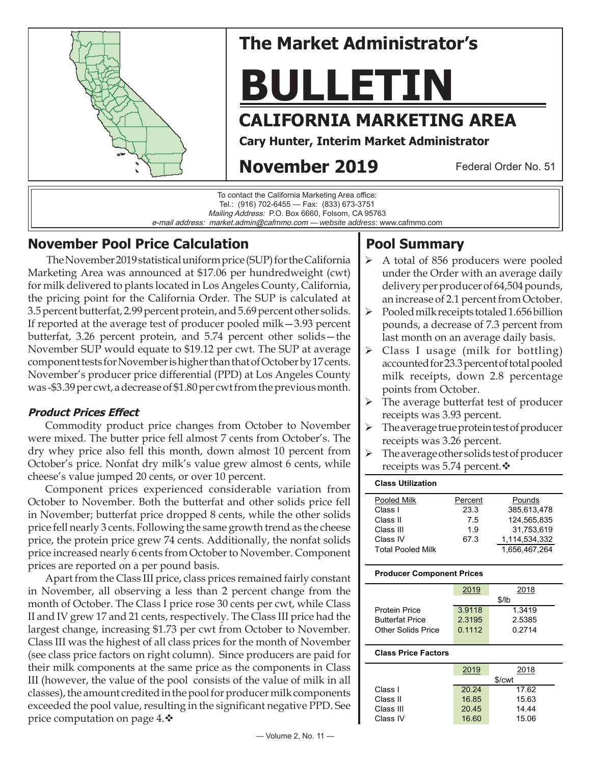# The Market Administrator's

# BULLETIN

## CALIFORNIA MARKETING AREA

**Cary Hunter, Interim Market Administrator**

## November 2019

Federal Order No. 51

To contact the California Marketing Area office:
Tel.: (916) 702-6455 — Fax: (833) 673-3751
*Mailing Address:* P.O. Box 6660, Folsom, CA 95763
*e-mail address:* market.admin@cafmmo.com — *website address*: www.cafmmo.com

## November Pool Price Calculation

The November 2019 statistical uniform price (SUP) for the California Marketing Area was announced at $17.06 per hundredweight (cwt) for milk delivered to plants located in Los Angeles County, California, the pricing point for the California Order. The SUP is calculated at 3.5 percent butterfat, 2.99 percent protein, and 5.69 percent other solids. If reported at the average test of producer pooled milk—3.93 percent butterfat, 3.26 percent protein, and 5.74 percent other solids—the November SUP would equate to $19.12 per cwt. The SUP at average component tests for November is higher than that of October by 17 cents. November's producer price differential (PPD) at Los Angeles County was -$3.39 per cwt, a decrease of $1.80 per cwt from the previous month.

### *Product Prices Effect*

Commodity product price changes from October to November were mixed. The butter price fell almost 7 cents from October's. The dry whey price also fell this month, down almost 10 percent from October's price. Nonfat dry milk's value grew almost 6 cents, while cheese's value jumped 20 cents, or over 10 percent.

Component prices experienced considerable variation from October to November. Both the butterfat and other solids price fell in November; butterfat price dropped 8 cents, while the other solids price fell nearly 3 cents. Following the same growth trend as the cheese price, the protein price grew 74 cents. Additionally, the nonfat solids price increased nearly 6 cents from October to November. Component prices are reported on a per pound basis.

Apart from the Class III price, class prices remained fairly constant in November, all observing a less than 2 percent change from the month of October. The Class I price rose 30 cents per cwt, while Class II and IV grew 17 and 21 cents, respectively. The Class III price had the largest change, increasing $1.73 per cwt from October to November. Class III was the highest of all class prices for the month of November (see class price factors on right column). Since producers are paid for their milk components at the same price as the components in Class III (however, the value of the pool consists of the value of milk in all classes), the amount credited in the pool for producer milk components exceeded the pool value, resulting in the significant negative PPD. See price computation on page 4.❖

## Pool Summary

- A total of 856 producers were pooled under the Order with an average daily delivery per producer of 64,504 pounds, an increase of 2.1 percent from October.
- Pooled milk receipts totaled 1.656 billion pounds, a decrease of 7.3 percent from last month on an average daily basis.
- Class I usage (milk for bottling) accounted for 23.3 percent of total pooled milk receipts, down 2.8 percentage points from October.
- The average butterfat test of producer receipts was 3.93 percent.
- The average true protein test of producer receipts was 3.26 percent.
- The average other solids test of producer receipts was 5.74 percent.❖

**Class Utilization**

| Pooled Milk | Percent | Pounds |
|---|---|---|
| Class I | 23.3 | 385,613,478 |
| Class II | 7.5 | 124,565,835 |
| Class III | 1.9 | 31,753,619 |
| Class IV | 67.3 | 1,114,534,332 |
| Total Pooled Milk | | 1,656,467,264 |

**Producer Component Prices**

| | 2019 | 2018 |
|---|---|---|
| | $/lb | |
| Protein Price | 3.9118 | 1.3419 |
| Butterfat Price | 2.3195 | 2.5385 |
| Other Solids Price | 0.1112 | 0.2714 |

**Class Price Factors**

| | 2019 | 2018 |
|---|---|---|
| | $/cwt | |
| Class I | 20.24 | 17.62 |
| Class II | 16.85 | 15.63 |
| Class III | 20.45 | 14.44 |
| Class IV | 16.60 | 15.06 |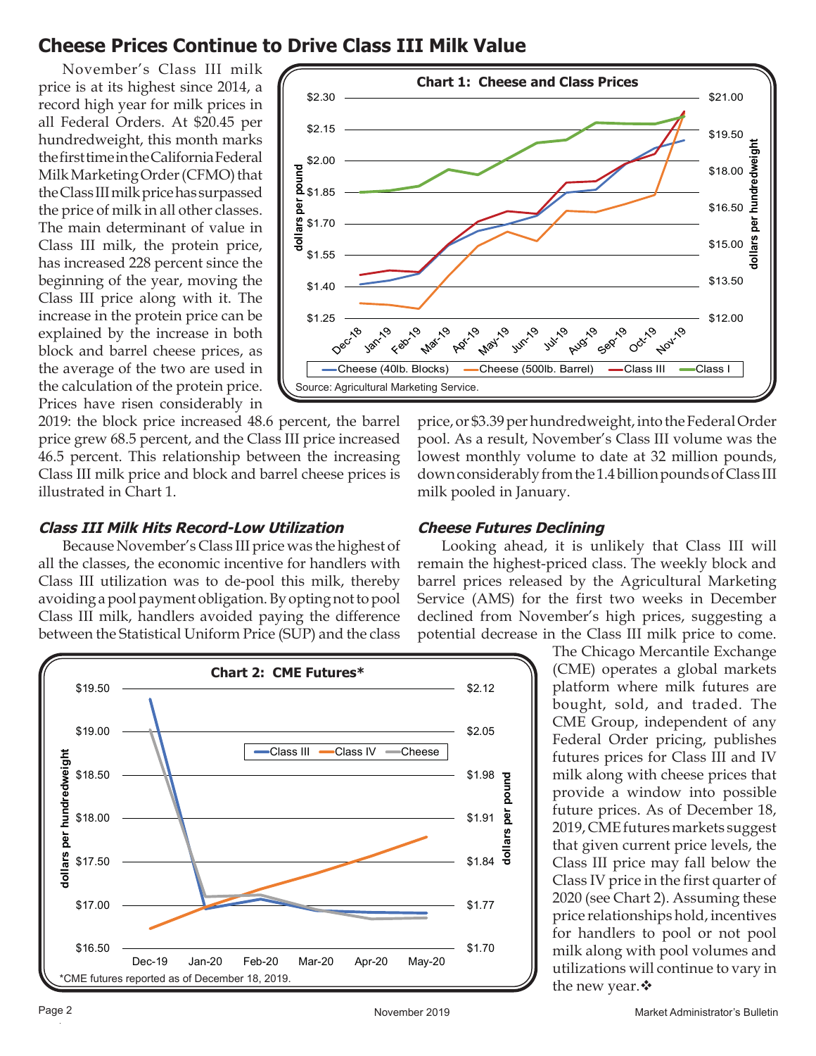## Cheese Prices Continue to Drive Class III Milk Value

November's Class III milk price is at its highest since 2014, a record high year for milk prices in all Federal Orders. At $20.45 per hundredweight, this month marks the first time in the California Federal Milk Marketing Order (CFMO) that the Class III milk price has surpassed the price of milk in all other classes. The main determinant of value in Class III milk, the protein price, has increased 228 percent since the beginning of the year, moving the Class III price along with it. The increase in the protein price can be explained by the increase in both block and barrel cheese prices, as the average of the two are used in the calculation of the protein price. Prices have risen considerably in 2019: the block price increased 48.6 percent, the barrel price grew 68.5 percent, and the Class III price increased 46.5 percent. This relationship between the increasing Class III milk price and block and barrel cheese prices is illustrated in Chart 1.

**Chart 1: Cheese and Class Prices**

Source: Agricultural Marketing Service.

### *Class III Milk Hits Record-Low Utilization*

Because November's Class III price was the highest of all the classes, the economic incentive for handlers with Class III utilization was to de-pool this milk, thereby avoiding a pool payment obligation. By opting not to pool Class III milk, handlers avoided paying the difference between the Statistical Uniform Price (SUP) and the class price, or $3.39 per hundredweight, into the Federal Order pool. As a result, November's Class III volume was the lowest monthly volume to date at 32 million pounds, down considerably from the 1.4 billion pounds of Class III milk pooled in January.

### *Cheese Futures Declining*

Looking ahead, it is unlikely that Class III will remain the highest-priced class. The weekly block and barrel prices released by the Agricultural Marketing Service (AMS) for the first two weeks in December declined from November's high prices, suggesting a potential decrease in the Class III milk price to come. The Chicago Mercantile Exchange (CME) operates a global markets platform where milk futures are bought, sold, and traded. The CME Group, independent of any Federal Order pricing, publishes futures prices for Class III and IV milk along with cheese prices that provide a window into possible future prices. As of December 18, 2019, CME futures markets suggest that given current price levels, the Class III price may fall below the Class IV price in the first quarter of 2020 (see Chart 2). Assuming these price relationships hold, incentives for handlers to pool or not pool milk along with pool volumes and utilizations will continue to vary in the new year.❖

**Chart 2: CME Futures***

*CME futures reported as of December 18, 2019.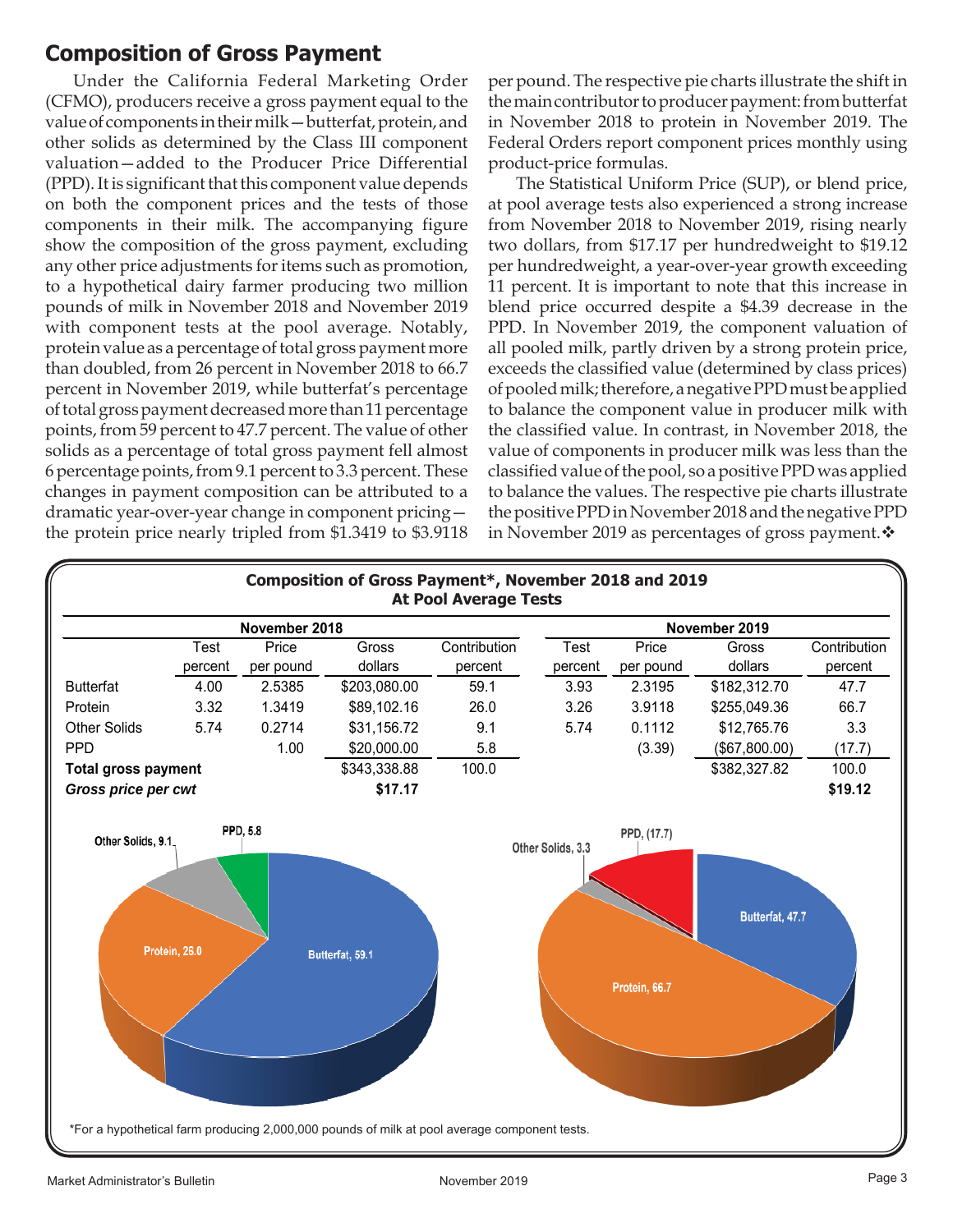## Composition of Gross Payment

Under the California Federal Marketing Order (CFMO), producers receive a gross payment equal to the value of components in their milk—butterfat, protein, and other solids as determined by the Class III component valuation—added to the Producer Price Differential (PPD). It is significant that this component value depends on both the component prices and the tests of those components in their milk. The accompanying figure show the composition of the gross payment, excluding any other price adjustments for items such as promotion, to a hypothetical dairy farmer producing two million pounds of milk in November 2018 and November 2019 with component tests at the pool average. Notably, protein value as a percentage of total gross payment more than doubled, from 26 percent in November 2018 to 66.7 percent in November 2019, while butterfat's percentage of total gross payment decreased more than 11 percentage points, from 59 percent to 47.7 percent. The value of other solids as a percentage of total gross payment fell almost 6 percentage points, from 9.1 percent to 3.3 percent. These changes in payment composition can be attributed to a dramatic year-over-year change in component pricing—the protein price nearly tripled from $1.3419 to $3.9118 per pound. The respective pie charts illustrate the shift in the main contributor to producer payment: from butterfat in November 2018 to protein in November 2019. The Federal Orders report component prices monthly using product-price formulas.

The Statistical Uniform Price (SUP), or blend price, at pool average tests also experienced a strong increase from November 2018 to November 2019, rising nearly two dollars, from $17.17 per hundredweight to $19.12 per hundredweight, a year-over-year growth exceeding 11 percent. It is important to note that this increase in blend price occurred despite a $4.39 decrease in the PPD. In November 2019, the component valuation of all pooled milk, partly driven by a strong protein price, exceeds the classified value (determined by class prices) of pooled milk; therefore, a negative PPD must be applied to balance the component value in producer milk with the classified value. In contrast, in November 2018, the value of components in producer milk was less than the classified value of the pool, so a positive PPD was applied to balance the values. The respective pie charts illustrate the positive PPD in November 2018 and the negative PPD in November 2019 as percentages of gross payment.❖

**Composition of Gross Payment*, November 2018 and 2019**
**At Pool Average Tests**

| | November 2018 | | | | November 2019 | | | |
|---|---|---|---|---|---|---|---|---|
| | Test percent | Price per pound | Gross dollars | Contribution percent | Test percent | Price per pound | Gross dollars | Contribution percent |
| Butterfat | 4.00 | 2.5385 | $203,080.00 | 59.1 | 3.93 | 2.3195 | $182,312.70 | 47.7 |
| Protein | 3.32 | 1.3419 | $89,102.16 | 26.0 | 3.26 | 3.9118 | $255,049.36 | 66.7 |
| Other Solids | 5.74 | 0.2714 | $31,156.72 | 9.1 | 5.74 | 0.1112 | $12,765.76 | 3.3 |
| PPD | | 1.00 | $20,000.00 | 5.8 | | (3.39) | ($67,800.00) | (17.7) |
| **Total gross payment** | | | $343,338.88 | 100.0 | | | $382,327.82 | 100.0 |
| ***Gross price per cwt*** | | | **$17.17** | | | | | **$19.12** |

*For a hypothetical farm producing 2,000,000 pounds of milk at pool average component tests.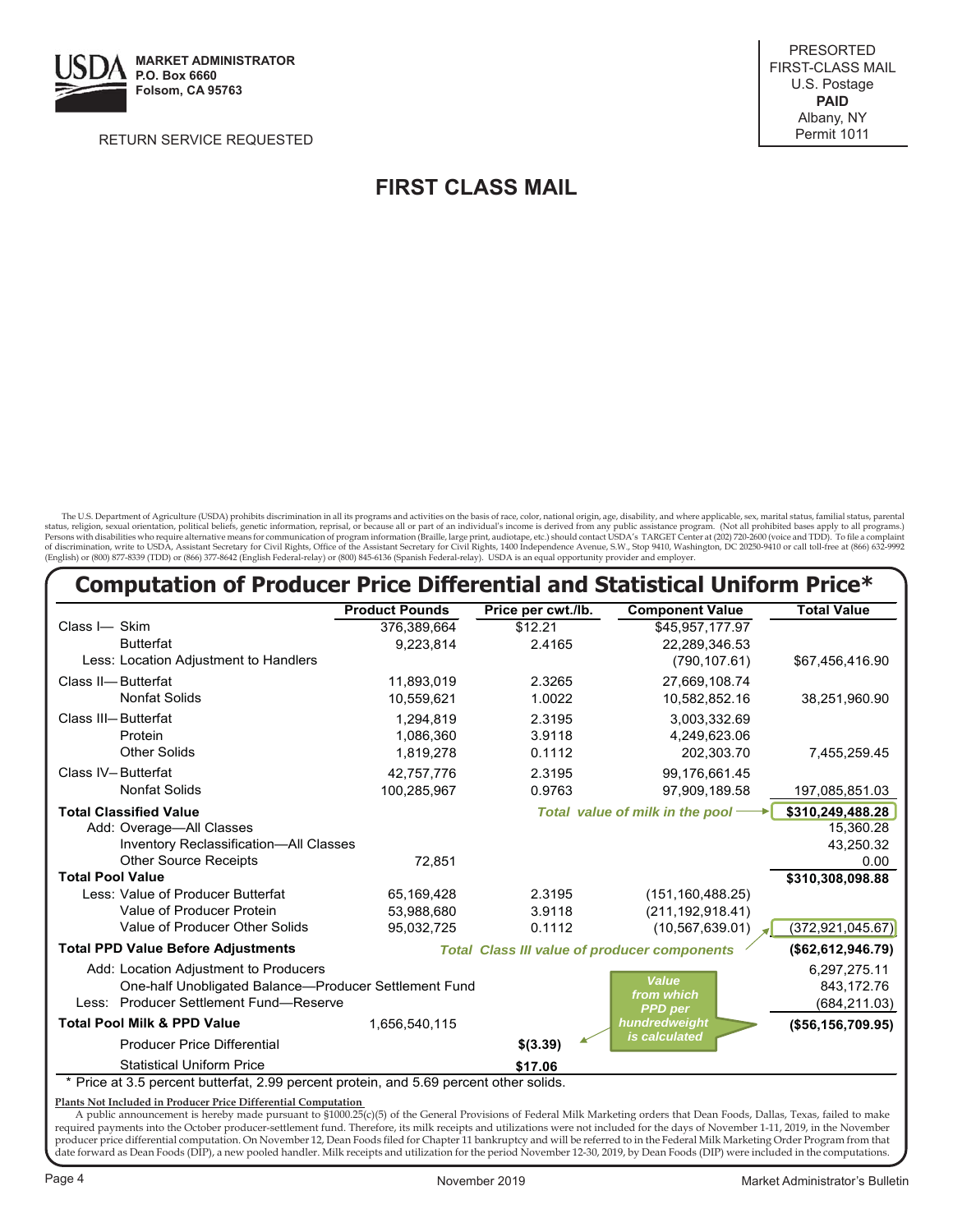MARKET ADMINISTRATOR
P.O. Box 6660
Folsom, CA 95763

RETURN SERVICE REQUESTED

PRESORTED
FIRST-CLASS MAIL
U.S. Postage
**PAID**
Albany, NY
Permit 1011

## FIRST CLASS MAIL

The U.S. Department of Agriculture (USDA) prohibits discrimination in all its programs and activities on the basis of race, color, national origin, age, disability, and where applicable, sex, marital status, familial status, parental status, religion, sexual orientation, political beliefs, genetic information, reprisal, or because all or part of an individual's income is derived from any public assistance program. (Not all prohibited bases apply to all programs.) Persons with disabilities who require alternative means for communication of program information (Braille, large print, audiotape, etc.) should contact USDA's TARGET Center at (202) 720-2600 (voice and TDD). To file a complaint of discrimination, write to USDA, Assistant Secretary for Civil Rights, Office of the Assistant Secretary for Civil Rights, 1400 Independence Avenue, S.W., Stop 9410, Washington, DC 20250-9410 or call toll-free at (866) 632-9992 (English) or (800) 877-8339 (TDD) or (866) 377-8642 (English Federal-relay) or (800) 845-6136 (Spanish Federal-relay). USDA is an equal opportunity provider and employer.

# Computation of Producer Price Differential and Statistical Uniform Price*

| | Product Pounds | Price per cwt./lb. | Component Value | Total Value |
|---|---|---|---|---|
| Class I— Skim | 376,389,664 | $12.21 | $45,957,177.97 | |
| Butterfat | 9,223,814 | 2.4165 | 22,289,346.53 | |
| Less: Location Adjustment to Handlers | | | (790,107.61) | $67,456,416.90 |
| Class II— Butterfat | 11,893,019 | 2.3265 | 27,669,108.74 | |
| Nonfat Solids | 10,559,621 | 1.0022 | 10,582,852.16 | 38,251,960.90 |
| Class III— Butterfat | 1,294,819 | 2.3195 | 3,003,332.69 | |
| Protein | 1,086,360 | 3.9118 | 4,249,623.06 | |
| Other Solids | 1,819,278 | 0.1112 | 202,303.70 | 7,455,259.45 |
| Class IV— Butterfat | 42,757,776 | 2.3195 | 99,176,661.45 | |
| Nonfat Solids | 100,285,967 | 0.9763 | 97,909,189.58 | 197,085,851.03 |
| **Total Classified Value** | | *Total value of milk in the pool* | | **$310,249,488.28** |
| Add: Overage—All Classes | | | | 15,360.28 |
| Inventory Reclassification—All Classes | | | | 43,250.32 |
| Other Source Receipts | 72,851 | | | 0.00 |
| **Total Pool Value** | | | | **$310,308,098.88** |
| Less: Value of Producer Butterfat | 65,169,428 | 2.3195 | (151,160,488.25) | |
| Value of Producer Protein | 53,988,680 | 3.9118 | (211,192,918.41) | |
| Value of Producer Other Solids | 95,032,725 | 0.1112 | (10,567,639.01) | (372,921,045.67) |
| **Total PPD Value Before Adjustments** | | *Total Class III value of producer components* | | **($62,612,946.79)** |
| Add: Location Adjustment to Producers | | | | 6,297,275.11 |
| One-half Unobligated Balance—Producer Settlement Fund | | | | 843,172.76 |
| Less: Producer Settlement Fund—Reserve | | | | (684,211.03) |
| **Total Pool Milk & PPD Value** | 1,656,540,115 | | *Value from which PPD per hundredweight is calculated* | **($56,156,709.95)** |
| Producer Price Differential | | **$(3.39)** | | |
| Statistical Uniform Price | | **$17.06** | | |

\* Price at 3.5 percent butterfat, 2.99 percent protein, and 5.69 percent other solids.

**Plants Not Included in Producer Price Differential Computation**

A public announcement is hereby made pursuant to §1000.25(c)(5) of the General Provisions of Federal Milk Marketing orders that Dean Foods, Dallas, Texas, failed to make required payments into the October producer-settlement fund. Therefore, its milk receipts and utilizations were not included for the days of November 1-11, 2019, in the November producer price differential computation. On November 12, Dean Foods filed for Chapter 11 bankruptcy and will be referred to in the Federal Milk Marketing Order Program from that date forward as Dean Foods (DIP), a new pooled handler. Milk receipts and utilization for the period November 12-30, 2019, by Dean Foods (DIP) were included in the computations.